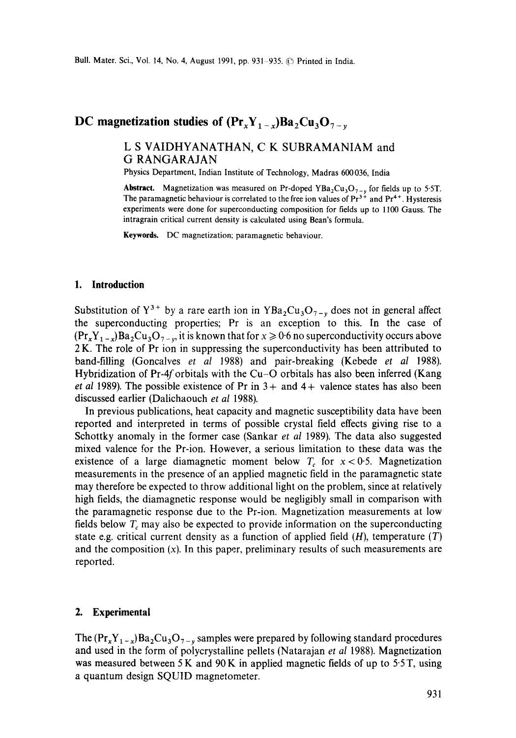# DC magnetization studies of $(Pr_xY_{1-x})Ba_2Cu_3O_{7-y}$

L S VAIDHYANATHAN, C K SUBRAMANIAM and G RANGARAJAN

Physics Department, Indian Institute of Technology, Madras 600036, India

**Abstract.** Magnetization was measured on Pr-doped $YBa_2Cu_3O_{7-y}$ for fields up to 5·5T. The paramagnetic behaviour is correlated to the free ion values of $Pr^{3+}$ and $Pr^{4+}$. Hysteresis experiments were done for superconducting composition for fields up to 1100 Gauss. The intragrain critical current density is calculated using Bean's formula.

**Keywords.** DC magnetization; paramagnetic behaviour.

## 1. Introduction

Substitution of $Y^{3+}$ by a rare earth ion in $YBa_2Cu_3O_{7-y}$ does not in general affect the superconducting properties; Pr is an exception to this. In the case of $(Pr_xY_{1-x})Ba_2Cu_3O_{7-y}$, it is known that for $x \geqslant 0·6$ no superconductivity occurs above 2 K. The role of Pr ion in suppressing the superconductivity has been attributed to band-filling (Goncalves *et al* 1988) and pair-breaking (Kebede *et al* 1988). Hybridization of Pr-4$f$ orbitals with the Cu–O orbitals has also been inferred (Kang *et al* 1989). The possible existence of Pr in 3+ and 4+ valence states has also been discussed earlier (Dalichaouch *et al* 1988).

In previous publications, heat capacity and magnetic susceptibility data have been reported and interpreted in terms of possible crystal field effects giving rise to a Schottky anomaly in the former case (Sankar *et al* 1989). The data also suggested mixed valence for the Pr-ion. However, a serious limitation to these data was the existence of a large diamagnetic moment below $T_c$ for $x < 0·5$. Magnetization measurements in the presence of an applied magnetic field in the paramagnetic state may therefore be expected to throw additional light on the problem, since at relatively high fields, the diamagnetic response would be negligibly small in comparison with the paramagnetic response due to the Pr-ion. Magnetization measurements at low fields below $T_c$ may also be expected to provide information on the superconducting state e.g. critical current density as a function of applied field ($H$), temperature ($T$) and the composition ($x$). In this paper, preliminary results of such measurements are reported.

## 2. Experimental

The $(Pr_xY_{1-x})Ba_2Cu_3O_{7-y}$ samples were prepared by following standard procedures and used in the form of polycrystalline pellets (Natarajan *et al* 1988). Magnetization was measured between 5 K and 90 K in applied magnetic fields of up to 5·5 T, using a quantum design SQUID magnetometer.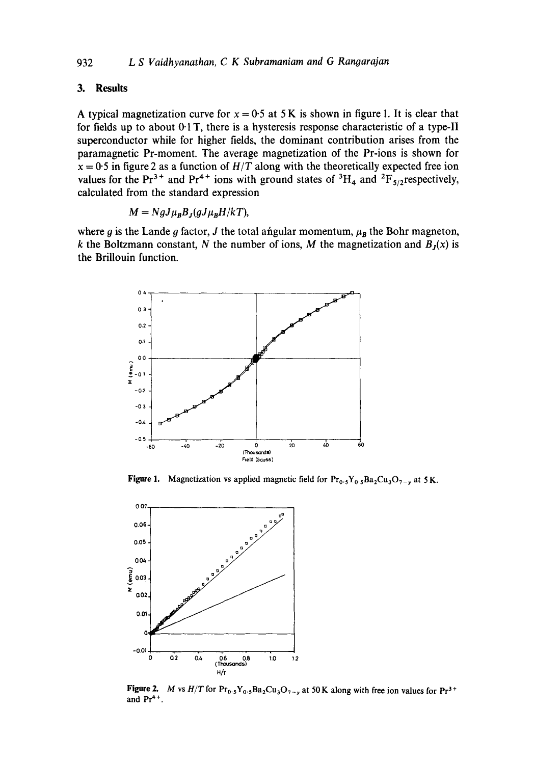## 3. Results

A typical magnetization curve for $x = 0.5$ at 5 K is shown in figure 1. It is clear that for fields up to about 0.1 T, there is a hysteresis response characteristic of a type-II superconductor while for higher fields, the dominant contribution arises from the paramagnetic Pr-moment. The average magnetization of the Pr-ions is shown for $x = 0.5$ in figure 2 as a function of $H/T$ along with the theoretically expected free ion values for the $Pr^{3+}$ and $Pr^{4+}$ ions with ground states of $^3H_4$ and $^2F_{5/2}$ respectively, calculated from the standard expression

$$M = NgJ\mu_B B_J(gJ\mu_B H/kT),$$

where $g$ is the Lande $g$ factor, $J$ the total angular momentum, $\mu_B$ the Bohr magneton, $k$ the Boltzmann constant, $N$ the number of ions, $M$ the magnetization and $B_J(x)$ is the Brillouin function.

**Figure 1.** Magnetization vs applied magnetic field for $Pr_{0.5}Y_{0.5}Ba_2Cu_3O_{7-y}$ at 5 K.

**Figure 2.** $M$ vs $H/T$ for $Pr_{0.5}Y_{0.5}Ba_2Cu_3O_{7-y}$ at 50 K along with free ion values for $Pr^{3+}$ and $Pr^{4+}$.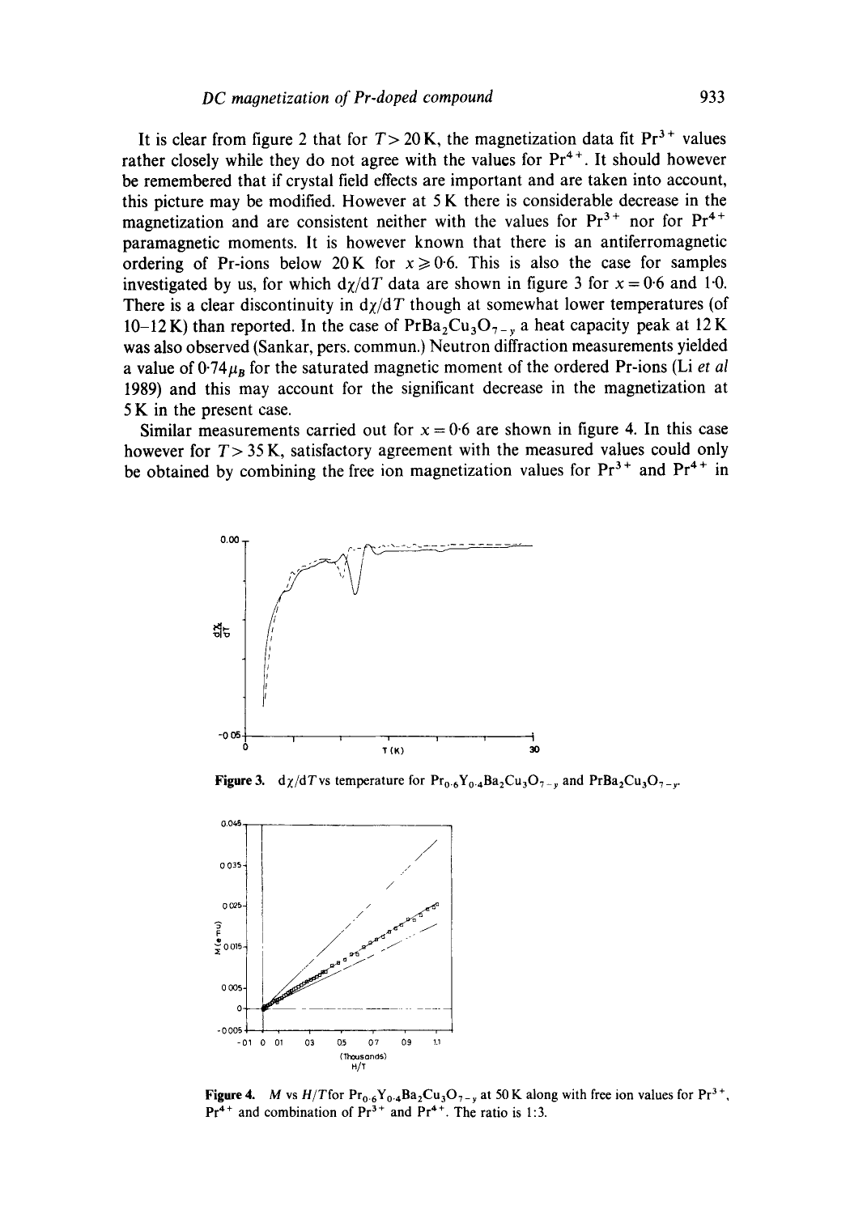It is clear from figure 2 that for $T > 20$ K, the magnetization data fit $Pr^{3+}$ values rather closely while they do not agree with the values for $Pr^{4+}$. It should however be remembered that if crystal field effects are important and are taken into account, this picture may be modified. However at 5 K there is considerable decrease in the magnetization and are consistent neither with the values for $Pr^{3+}$ nor for $Pr^{4+}$ paramagnetic moments. It is however known that there is an antiferromagnetic ordering of Pr-ions below 20 K for $x \geqslant 0.6$. This is also the case for samples investigated by us, for which $d\chi/dT$ data are shown in figure 3 for $x = 0.6$ and 1.0. There is a clear discontinuity in $d\chi/dT$ though at somewhat lower temperatures (of 10–12 K) than reported. In the case of $PrBa_2Cu_3O_{7-y}$ a heat capacity peak at 12 K was also observed (Sankar, pers. commun.) Neutron diffraction measurements yielded a value of $0.74\mu_B$ for the saturated magnetic moment of the ordered Pr-ions (Li *et al* 1989) and this may account for the significant decrease in the magnetization at 5 K in the present case.

Similar measurements carried out for $x = 0.6$ are shown in figure 4. In this case however for $T > 35$ K, satisfactory agreement with the measured values could only be obtained by combining the free ion magnetization values for $Pr^{3+}$ and $Pr^{4+}$ in

**Figure 3.** $d\chi/dT$ vs temperature for $Pr_{0.6}Y_{0.4}Ba_2Cu_3O_{7-y}$ and $PrBa_2Cu_3O_{7-y}$.

**Figure 4.** $M$ vs $H/T$ for $Pr_{0.6}Y_{0.4}Ba_2Cu_3O_{7-y}$ at 50 K along with free ion values for $Pr^{3+}$, $Pr^{4+}$ and combination of $Pr^{3+}$ and $Pr^{4+}$. The ratio is 1:3.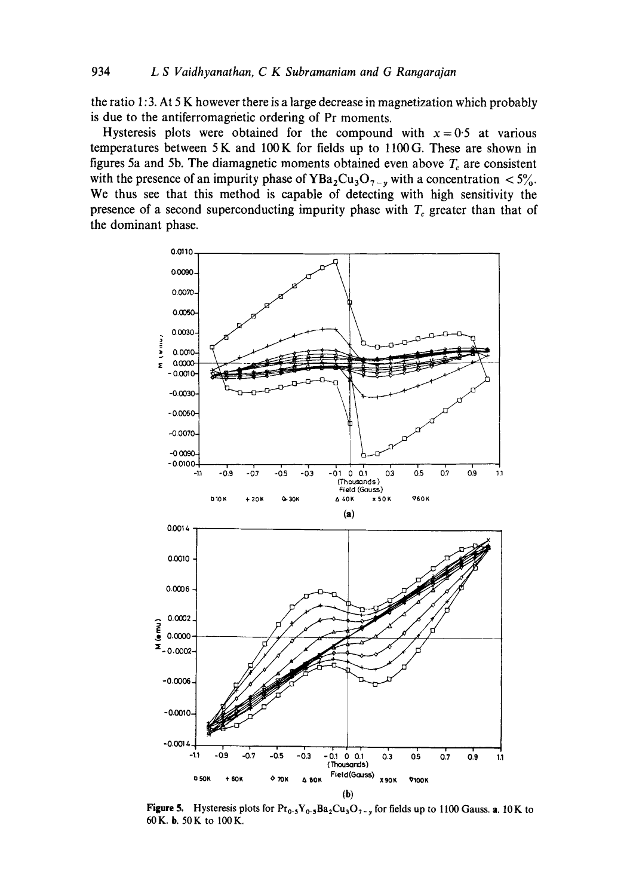the ratio 1:3. At 5 K however there is a large decrease in magnetization which probably is due to the antiferromagnetic ordering of Pr moments.

Hysteresis plots were obtained for the compound with $x = 0.5$ at various temperatures between 5 K and 100 K for fields up to 1100 G. These are shown in figures 5a and 5b. The diamagnetic moments obtained even above $T_c$ are consistent with the presence of an impurity phase of $YBa_2Cu_3O_{7-y}$ with a concentration $< 5\%$. We thus see that this method is capable of detecting with high sensitivity the presence of a second superconducting impurity phase with $T_c$ greater than that of the dominant phase.

**Figure 5.** Hysteresis plots for $Pr_{0.5}Y_{0.5}Ba_2Cu_3O_{7-y}$ for fields up to 1100 Gauss. **a.** 10 K to 60 K. **b.** 50 K to 100 K.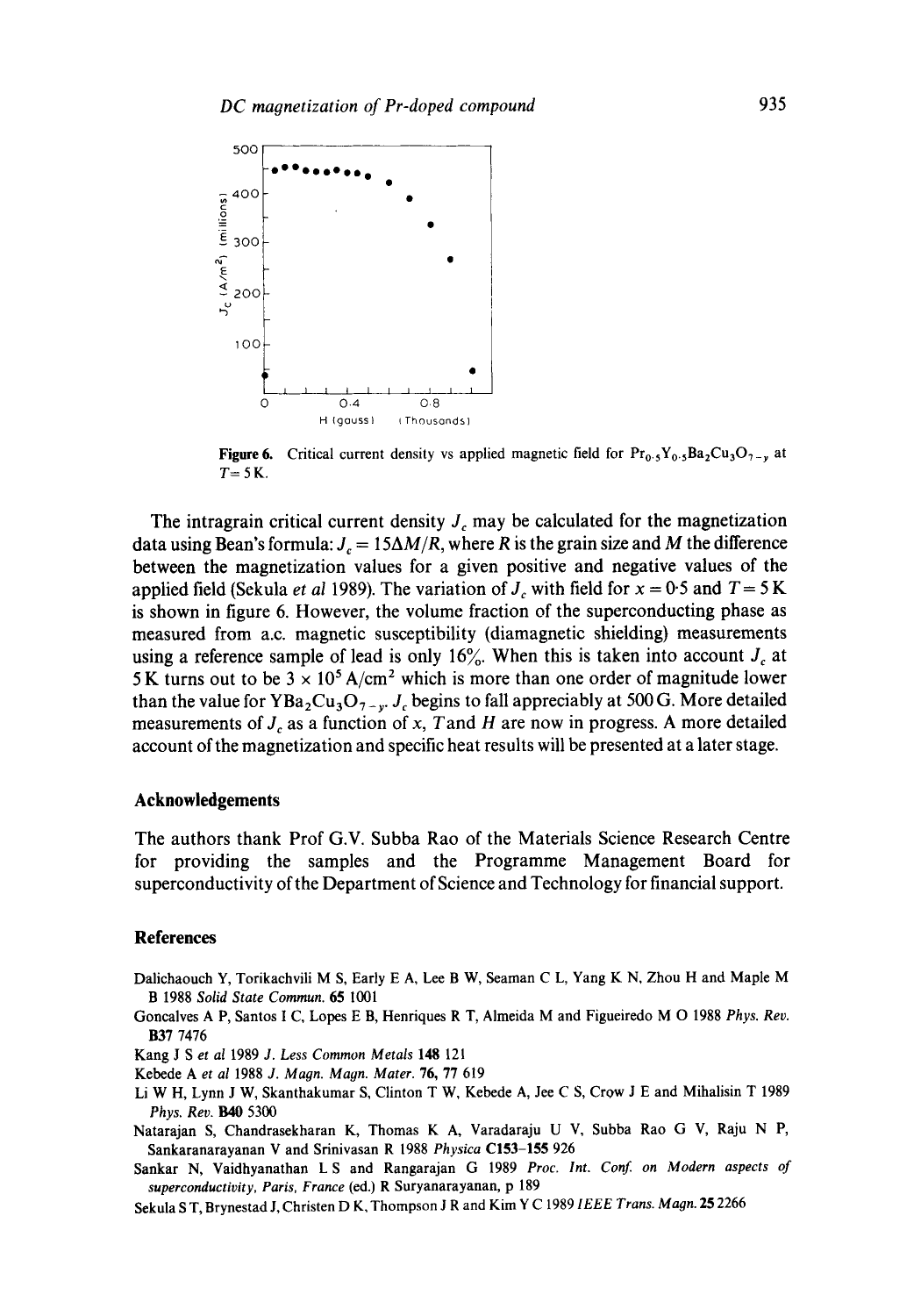500

400

300

200

100

$J_c$ (A/m$^2$) (millions)

0

0·4

0·8

H (gauss) (Thousands)

**Figure 6.** Critical current density vs applied magnetic field for $Pr_{0.5}Y_{0.5}Ba_2Cu_3O_{7-y}$ at $T = 5$ K.

The intragrain critical current density $J_c$ may be calculated for the magnetization data using Bean's formula: $J_c = 15\Delta M/R$, where $R$ is the grain size and $M$ the difference between the magnetization values for a given positive and negative values of the applied field (Sekula *et al* 1989). The variation of $J_c$ with field for $x = 0.5$ and $T = 5$ K is shown in figure 6. However, the volume fraction of the superconducting phase as measured from a.c. magnetic susceptibility (diamagnetic shielding) measurements using a reference sample of lead is only 16%. When this is taken into account $J_c$ at 5 K turns out to be $3 \times 10^5$ A/cm$^2$ which is more than one order of magnitude lower than the value for $YBa_2Cu_3O_{7-y}$. $J_c$ begins to fall appreciably at 500 G. More detailed measurements of $J_c$ as a function of $x$, $T$ and $H$ are now in progress. A more detailed account of the magnetization and specific heat results will be presented at a later stage.

## Acknowledgements

The authors thank Prof G.V. Subba Rao of the Materials Science Research Centre for providing the samples and the Programme Management Board for superconductivity of the Department of Science and Technology for financial support.

## References

Dalichaouch Y, Torikachvili M S, Early E A, Lee B W, Seaman C L, Yang K N, Zhou H and Maple M B 1988 *Solid State Commun.* **65** 1001

Goncalves A P, Santos I C, Lopes E B, Henriques R T, Almeida M and Figueiredo M O 1988 *Phys. Rev.* **B37** 7476

Kang J S *et al* 1989 *J. Less Common Metals* **148** 121

Kebede A *et al* 1988 *J. Magn. Magn. Mater.* **76, 77** 619

Li W H, Lynn J W, Skanthakumar S, Clinton T W, Kebede A, Jee C S, Crow J E and Mihalisin T 1989 *Phys. Rev.* **B40** 5300

Natarajan S, Chandrasekharan K, Thomas K A, Varadaraju U V, Subba Rao G V, Raju N P, Sankaranarayanan V and Srinivasan R 1988 *Physica* **C153–155** 926

Sankar N, Vaidhyanathan L S and Rangarajan G 1989 *Proc. Int. Conf. on Modern aspects of superconductivity, Paris, France* (ed.) R Suryanarayanan, p 189

Sekula S T, Brynestad J, Christen D K, Thompson J R and Kim Y C 1989 *IEEE Trans. Magn.* **25** 2266